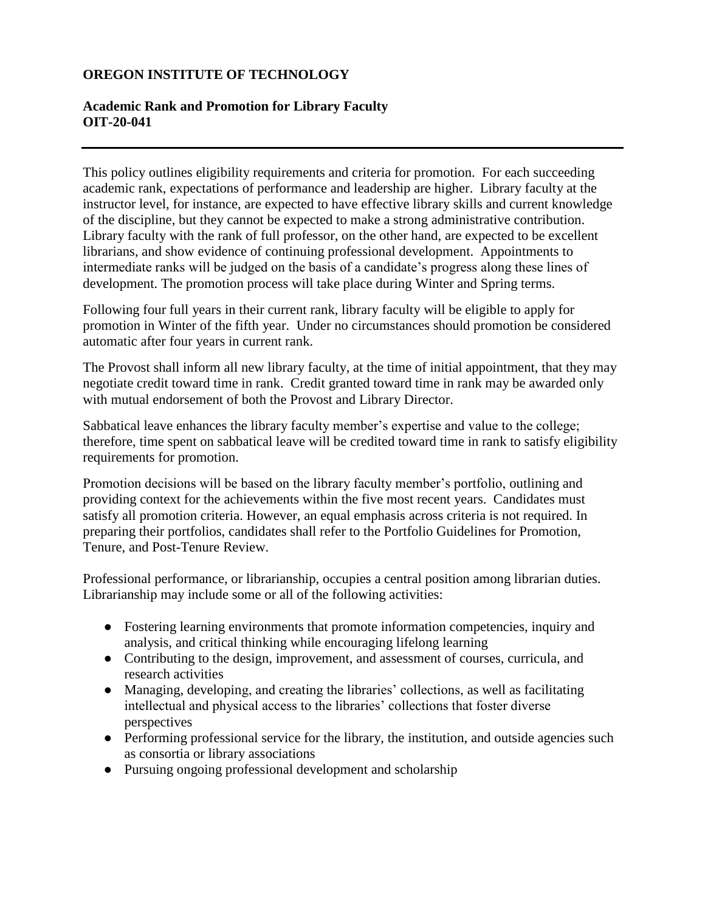**OREGON INSTITUTE OF TECHNOLOGY**

**Academic Rank and Promotion for Library Faculty**
**OIT-20-041**

---

This policy outlines eligibility requirements and criteria for promotion. For each succeeding academic rank, expectations of performance and leadership are higher. Library faculty at the instructor level, for instance, are expected to have effective library skills and current knowledge of the discipline, but they cannot be expected to make a strong administrative contribution. Library faculty with the rank of full professor, on the other hand, are expected to be excellent librarians, and show evidence of continuing professional development. Appointments to intermediate ranks will be judged on the basis of a candidate's progress along these lines of development. The promotion process will take place during Winter and Spring terms.

Following four full years in their current rank, library faculty will be eligible to apply for promotion in Winter of the fifth year. Under no circumstances should promotion be considered automatic after four years in current rank.

The Provost shall inform all new library faculty, at the time of initial appointment, that they may negotiate credit toward time in rank. Credit granted toward time in rank may be awarded only with mutual endorsement of both the Provost and Library Director.

Sabbatical leave enhances the library faculty member's expertise and value to the college; therefore, time spent on sabbatical leave will be credited toward time in rank to satisfy eligibility requirements for promotion.

Promotion decisions will be based on the library faculty member's portfolio, outlining and providing context for the achievements within the five most recent years. Candidates must satisfy all promotion criteria. However, an equal emphasis across criteria is not required. In preparing their portfolios, candidates shall refer to the Portfolio Guidelines for Promotion, Tenure, and Post-Tenure Review.

Professional performance, or librarianship, occupies a central position among librarian duties. Librarianship may include some or all of the following activities:

- Fostering learning environments that promote information competencies, inquiry and analysis, and critical thinking while encouraging lifelong learning
- Contributing to the design, improvement, and assessment of courses, curricula, and research activities
- Managing, developing, and creating the libraries' collections, as well as facilitating intellectual and physical access to the libraries' collections that foster diverse perspectives
- Performing professional service for the library, the institution, and outside agencies such as consortia or library associations
- Pursuing ongoing professional development and scholarship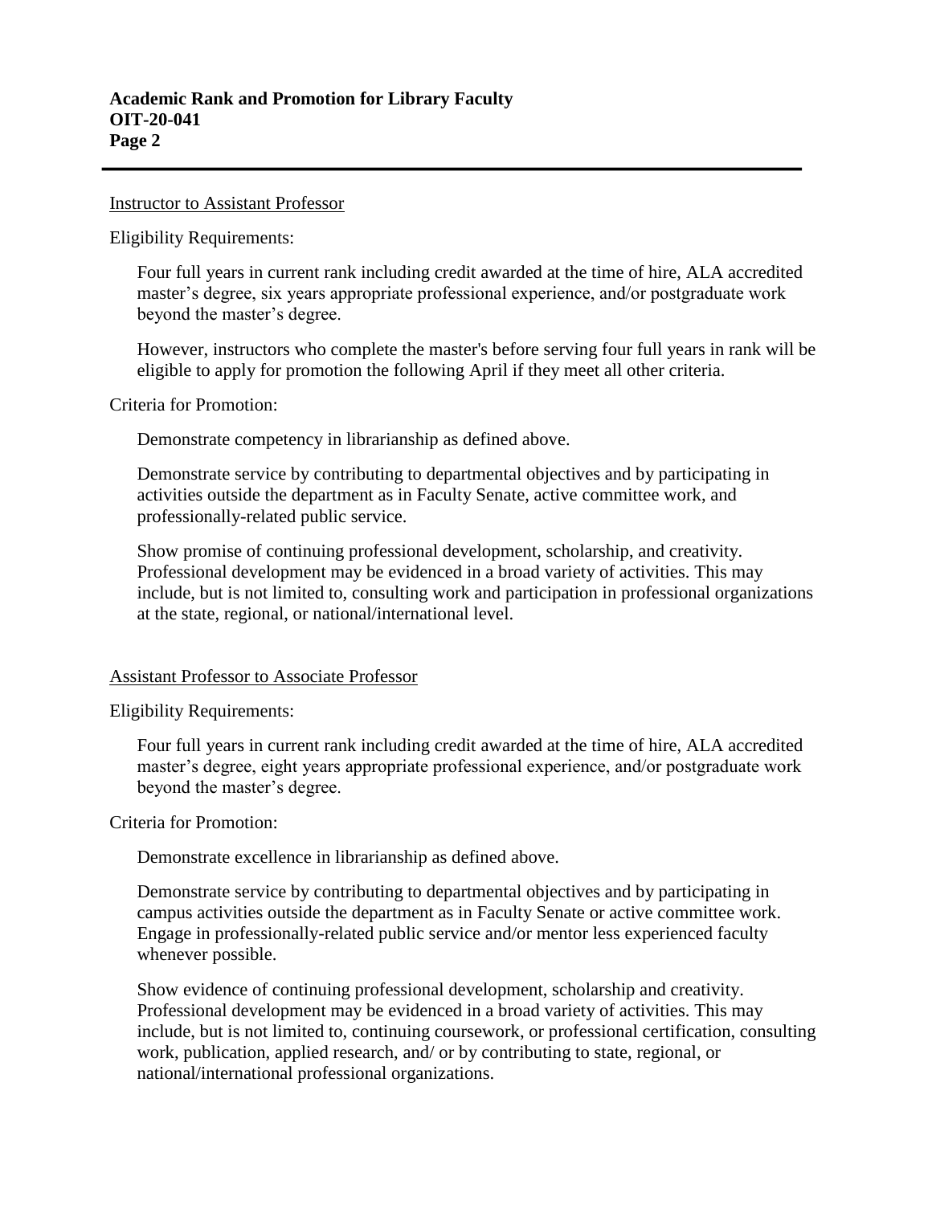## Instructor to Assistant Professor

Eligibility Requirements:

Four full years in current rank including credit awarded at the time of hire, ALA accredited master's degree, six years appropriate professional experience, and/or postgraduate work beyond the master's degree.

However, instructors who complete the master's before serving four full years in rank will be eligible to apply for promotion the following April if they meet all other criteria.

Criteria for Promotion:

Demonstrate competency in librarianship as defined above.

Demonstrate service by contributing to departmental objectives and by participating in activities outside the department as in Faculty Senate, active committee work, and professionally-related public service.

Show promise of continuing professional development, scholarship, and creativity. Professional development may be evidenced in a broad variety of activities. This may include, but is not limited to, consulting work and participation in professional organizations at the state, regional, or national/international level.

## Assistant Professor to Associate Professor

Eligibility Requirements:

Four full years in current rank including credit awarded at the time of hire, ALA accredited master's degree, eight years appropriate professional experience, and/or postgraduate work beyond the master's degree.

Criteria for Promotion:

Demonstrate excellence in librarianship as defined above.

Demonstrate service by contributing to departmental objectives and by participating in campus activities outside the department as in Faculty Senate or active committee work. Engage in professionally-related public service and/or mentor less experienced faculty whenever possible.

Show evidence of continuing professional development, scholarship and creativity. Professional development may be evidenced in a broad variety of activities. This may include, but is not limited to, continuing coursework, or professional certification, consulting work, publication, applied research, and/ or by contributing to state, regional, or national/international professional organizations.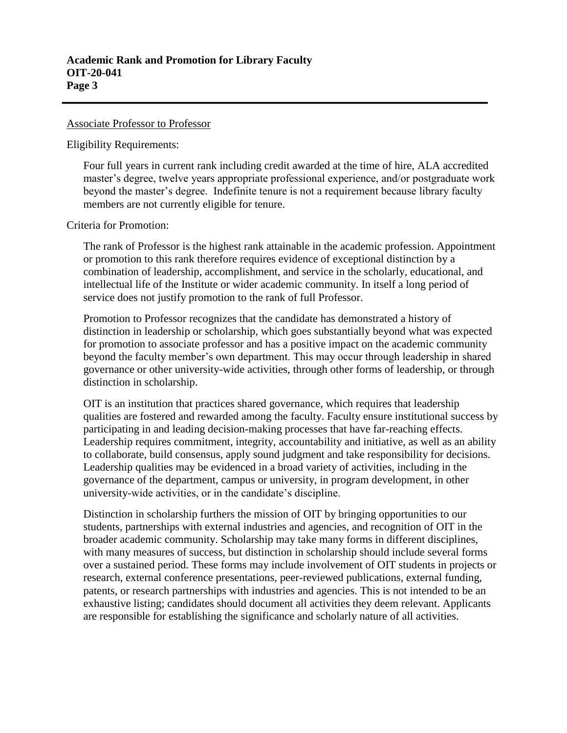Associate Professor to Professor

Eligibility Requirements:

Four full years in current rank including credit awarded at the time of hire, ALA accredited master's degree, twelve years appropriate professional experience, and/or postgraduate work beyond the master's degree. Indefinite tenure is not a requirement because library faculty members are not currently eligible for tenure.

Criteria for Promotion:

The rank of Professor is the highest rank attainable in the academic profession. Appointment or promotion to this rank therefore requires evidence of exceptional distinction by a combination of leadership, accomplishment, and service in the scholarly, educational, and intellectual life of the Institute or wider academic community. In itself a long period of service does not justify promotion to the rank of full Professor.

Promotion to Professor recognizes that the candidate has demonstrated a history of distinction in leadership or scholarship, which goes substantially beyond what was expected for promotion to associate professor and has a positive impact on the academic community beyond the faculty member's own department. This may occur through leadership in shared governance or other university-wide activities, through other forms of leadership, or through distinction in scholarship.

OIT is an institution that practices shared governance, which requires that leadership qualities are fostered and rewarded among the faculty. Faculty ensure institutional success by participating in and leading decision-making processes that have far-reaching effects. Leadership requires commitment, integrity, accountability and initiative, as well as an ability to collaborate, build consensus, apply sound judgment and take responsibility for decisions. Leadership qualities may be evidenced in a broad variety of activities, including in the governance of the department, campus or university, in program development, in other university-wide activities, or in the candidate's discipline.

Distinction in scholarship furthers the mission of OIT by bringing opportunities to our students, partnerships with external industries and agencies, and recognition of OIT in the broader academic community. Scholarship may take many forms in different disciplines, with many measures of success, but distinction in scholarship should include several forms over a sustained period. These forms may include involvement of OIT students in projects or research, external conference presentations, peer-reviewed publications, external funding, patents, or research partnerships with industries and agencies. This is not intended to be an exhaustive listing; candidates should document all activities they deem relevant. Applicants are responsible for establishing the significance and scholarly nature of all activities.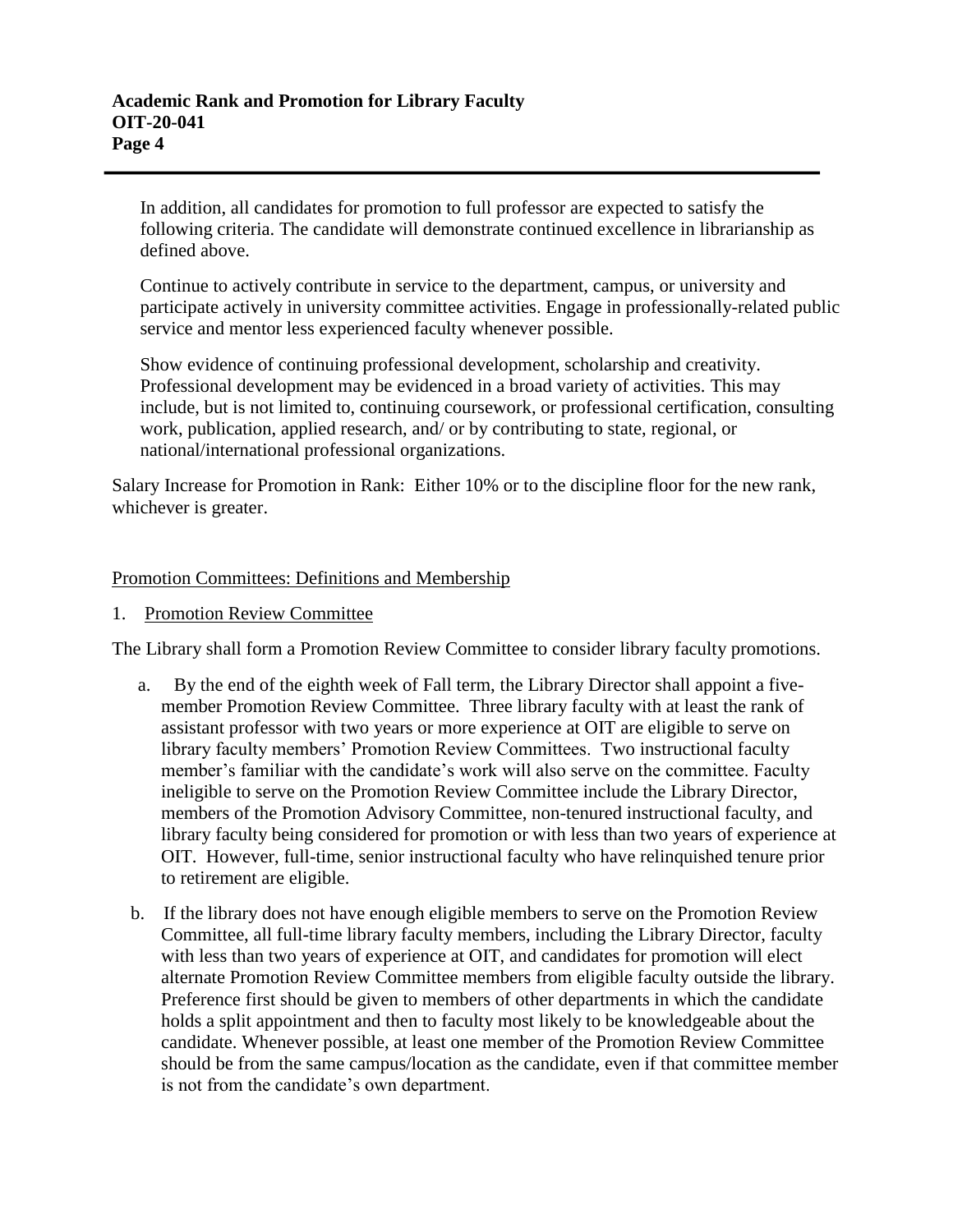In addition, all candidates for promotion to full professor are expected to satisfy the following criteria. The candidate will demonstrate continued excellence in librarianship as defined above.

Continue to actively contribute in service to the department, campus, or university and participate actively in university committee activities. Engage in professionally-related public service and mentor less experienced faculty whenever possible.

Show evidence of continuing professional development, scholarship and creativity. Professional development may be evidenced in a broad variety of activities. This may include, but is not limited to, continuing coursework, or professional certification, consulting work, publication, applied research, and/ or by contributing to state, regional, or national/international professional organizations.

Salary Increase for Promotion in Rank: Either 10% or to the discipline floor for the new rank, whichever is greater.

## Promotion Committees: Definitions and Membership

### 1. Promotion Review Committee

The Library shall form a Promotion Review Committee to consider library faculty promotions.

a. By the end of the eighth week of Fall term, the Library Director shall appoint a five-member Promotion Review Committee. Three library faculty with at least the rank of assistant professor with two years or more experience at OIT are eligible to serve on library faculty members' Promotion Review Committees. Two instructional faculty member's familiar with the candidate's work will also serve on the committee. Faculty ineligible to serve on the Promotion Review Committee include the Library Director, members of the Promotion Advisory Committee, non-tenured instructional faculty, and library faculty being considered for promotion or with less than two years of experience at OIT. However, full-time, senior instructional faculty who have relinquished tenure prior to retirement are eligible.

b. If the library does not have enough eligible members to serve on the Promotion Review Committee, all full-time library faculty members, including the Library Director, faculty with less than two years of experience at OIT, and candidates for promotion will elect alternate Promotion Review Committee members from eligible faculty outside the library. Preference first should be given to members of other departments in which the candidate holds a split appointment and then to faculty most likely to be knowledgeable about the candidate. Whenever possible, at least one member of the Promotion Review Committee should be from the same campus/location as the candidate, even if that committee member is not from the candidate's own department.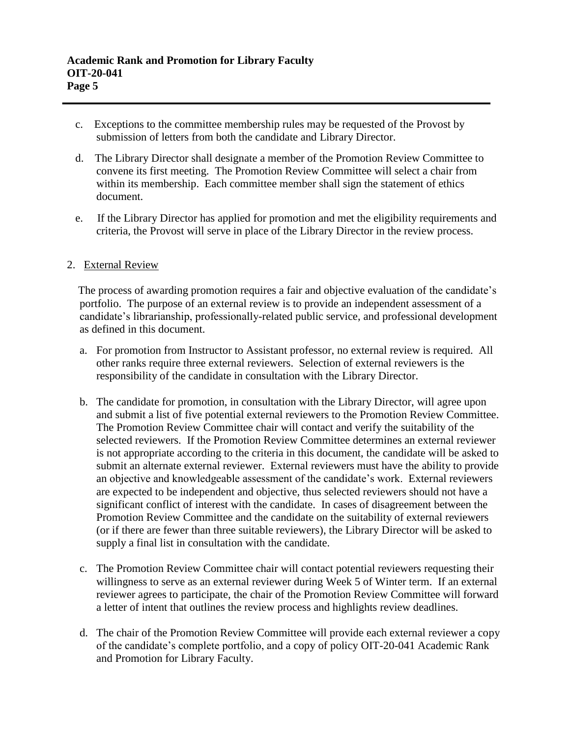c. Exceptions to the committee membership rules may be requested of the Provost by submission of letters from both the candidate and Library Director.

d. The Library Director shall designate a member of the Promotion Review Committee to convene its first meeting. The Promotion Review Committee will select a chair from within its membership. Each committee member shall sign the statement of ethics document.

e. If the Library Director has applied for promotion and met the eligibility requirements and criteria, the Provost will serve in place of the Library Director in the review process.

2. External Review

The process of awarding promotion requires a fair and objective evaluation of the candidate's portfolio. The purpose of an external review is to provide an independent assessment of a candidate's librarianship, professionally-related public service, and professional development as defined in this document.

a. For promotion from Instructor to Assistant professor, no external review is required. All other ranks require three external reviewers. Selection of external reviewers is the responsibility of the candidate in consultation with the Library Director.

b. The candidate for promotion, in consultation with the Library Director, will agree upon and submit a list of five potential external reviewers to the Promotion Review Committee. The Promotion Review Committee chair will contact and verify the suitability of the selected reviewers. If the Promotion Review Committee determines an external reviewer is not appropriate according to the criteria in this document, the candidate will be asked to submit an alternate external reviewer. External reviewers must have the ability to provide an objective and knowledgeable assessment of the candidate's work. External reviewers are expected to be independent and objective, thus selected reviewers should not have a significant conflict of interest with the candidate. In cases of disagreement between the Promotion Review Committee and the candidate on the suitability of external reviewers (or if there are fewer than three suitable reviewers), the Library Director will be asked to supply a final list in consultation with the candidate.

c. The Promotion Review Committee chair will contact potential reviewers requesting their willingness to serve as an external reviewer during Week 5 of Winter term. If an external reviewer agrees to participate, the chair of the Promotion Review Committee will forward a letter of intent that outlines the review process and highlights review deadlines.

d. The chair of the Promotion Review Committee will provide each external reviewer a copy of the candidate's complete portfolio, and a copy of policy OIT-20-041 Academic Rank and Promotion for Library Faculty.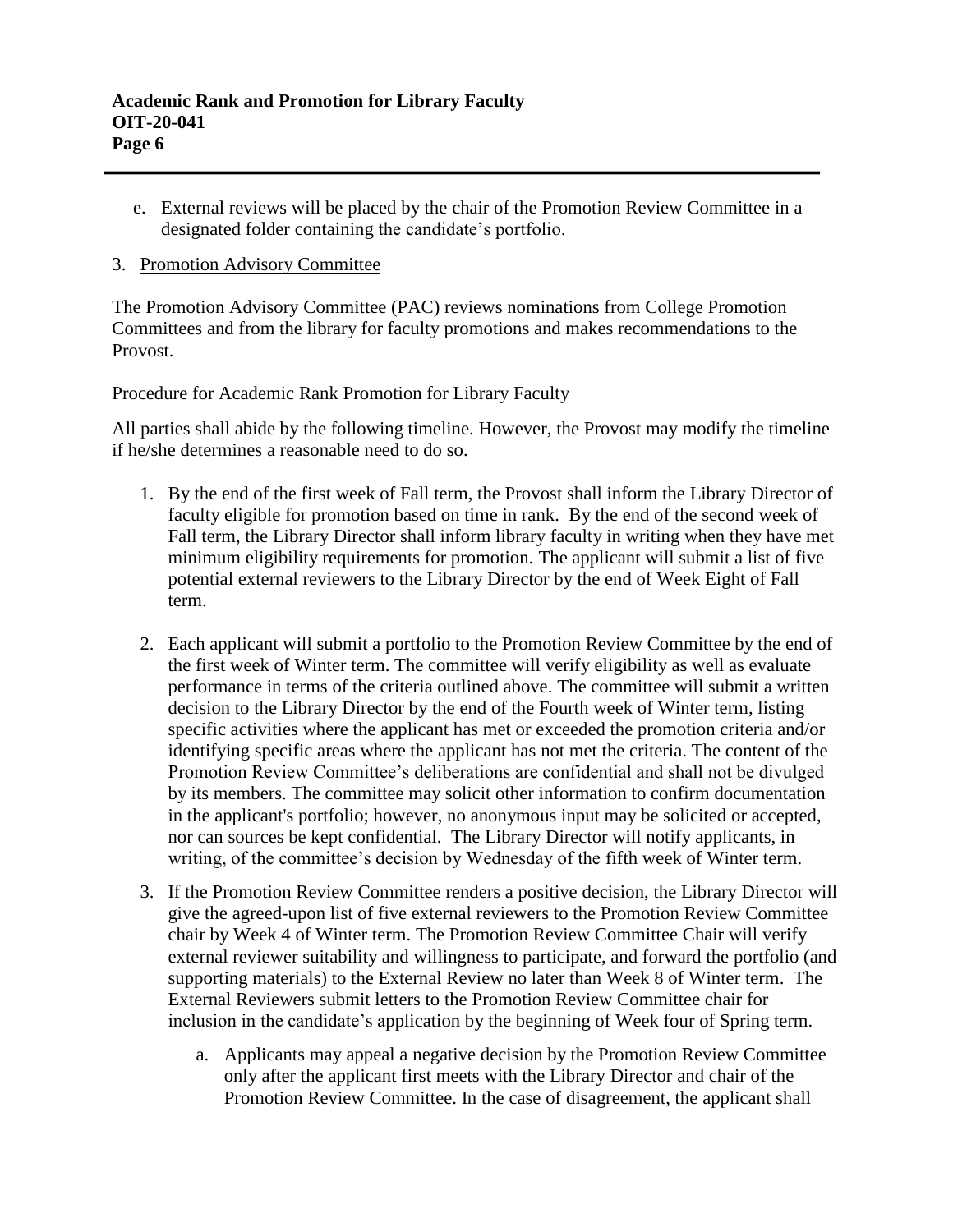e. External reviews will be placed by the chair of the Promotion Review Committee in a designated folder containing the candidate's portfolio.

3. Promotion Advisory Committee

The Promotion Advisory Committee (PAC) reviews nominations from College Promotion Committees and from the library for faculty promotions and makes recommendations to the Provost.

Procedure for Academic Rank Promotion for Library Faculty

All parties shall abide by the following timeline. However, the Provost may modify the timeline if he/she determines a reasonable need to do so.

1. By the end of the first week of Fall term, the Provost shall inform the Library Director of faculty eligible for promotion based on time in rank. By the end of the second week of Fall term, the Library Director shall inform library faculty in writing when they have met minimum eligibility requirements for promotion. The applicant will submit a list of five potential external reviewers to the Library Director by the end of Week Eight of Fall term.

2. Each applicant will submit a portfolio to the Promotion Review Committee by the end of the first week of Winter term. The committee will verify eligibility as well as evaluate performance in terms of the criteria outlined above. The committee will submit a written decision to the Library Director by the end of the Fourth week of Winter term, listing specific activities where the applicant has met or exceeded the promotion criteria and/or identifying specific areas where the applicant has not met the criteria. The content of the Promotion Review Committee's deliberations are confidential and shall not be divulged by its members. The committee may solicit other information to confirm documentation in the applicant's portfolio; however, no anonymous input may be solicited or accepted, nor can sources be kept confidential. The Library Director will notify applicants, in writing, of the committee's decision by Wednesday of the fifth week of Winter term.

3. If the Promotion Review Committee renders a positive decision, the Library Director will give the agreed-upon list of five external reviewers to the Promotion Review Committee chair by Week 4 of Winter term. The Promotion Review Committee Chair will verify external reviewer suitability and willingness to participate, and forward the portfolio (and supporting materials) to the External Review no later than Week 8 of Winter term. The External Reviewers submit letters to the Promotion Review Committee chair for inclusion in the candidate's application by the beginning of Week four of Spring term.

   a. Applicants may appeal a negative decision by the Promotion Review Committee only after the applicant first meets with the Library Director and chair of the Promotion Review Committee. In the case of disagreement, the applicant shall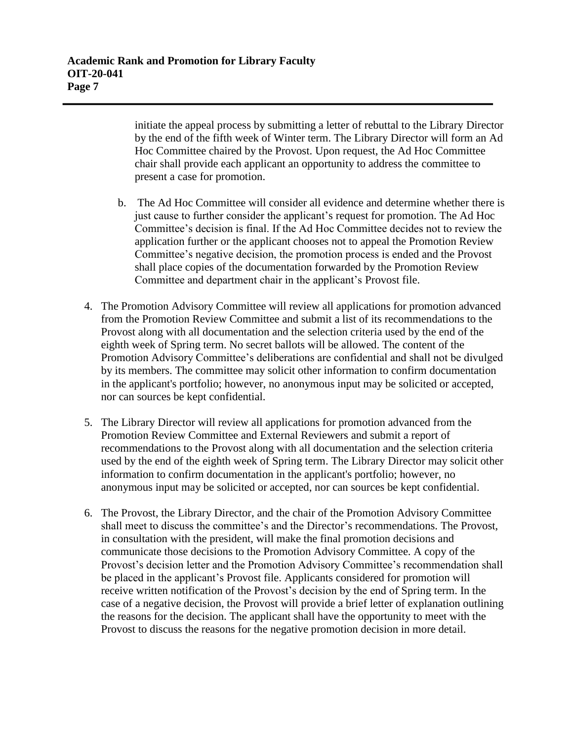initiate the appeal process by submitting a letter of rebuttal to the Library Director by the end of the fifth week of Winter term. The Library Director will form an Ad Hoc Committee chaired by the Provost. Upon request, the Ad Hoc Committee chair shall provide each applicant an opportunity to address the committee to present a case for promotion.

b. The Ad Hoc Committee will consider all evidence and determine whether there is just cause to further consider the applicant's request for promotion. The Ad Hoc Committee's decision is final. If the Ad Hoc Committee decides not to review the application further or the applicant chooses not to appeal the Promotion Review Committee's negative decision, the promotion process is ended and the Provost shall place copies of the documentation forwarded by the Promotion Review Committee and department chair in the applicant's Provost file.

4. The Promotion Advisory Committee will review all applications for promotion advanced from the Promotion Review Committee and submit a list of its recommendations to the Provost along with all documentation and the selection criteria used by the end of the eighth week of Spring term. No secret ballots will be allowed. The content of the Promotion Advisory Committee's deliberations are confidential and shall not be divulged by its members. The committee may solicit other information to confirm documentation in the applicant's portfolio; however, no anonymous input may be solicited or accepted, nor can sources be kept confidential.

5. The Library Director will review all applications for promotion advanced from the Promotion Review Committee and External Reviewers and submit a report of recommendations to the Provost along with all documentation and the selection criteria used by the end of the eighth week of Spring term. The Library Director may solicit other information to confirm documentation in the applicant's portfolio; however, no anonymous input may be solicited or accepted, nor can sources be kept confidential.

6. The Provost, the Library Director, and the chair of the Promotion Advisory Committee shall meet to discuss the committee's and the Director's recommendations. The Provost, in consultation with the president, will make the final promotion decisions and communicate those decisions to the Promotion Advisory Committee. A copy of the Provost's decision letter and the Promotion Advisory Committee's recommendation shall be placed in the applicant's Provost file. Applicants considered for promotion will receive written notification of the Provost's decision by the end of Spring term. In the case of a negative decision, the Provost will provide a brief letter of explanation outlining the reasons for the decision. The applicant shall have the opportunity to meet with the Provost to discuss the reasons for the negative promotion decision in more detail.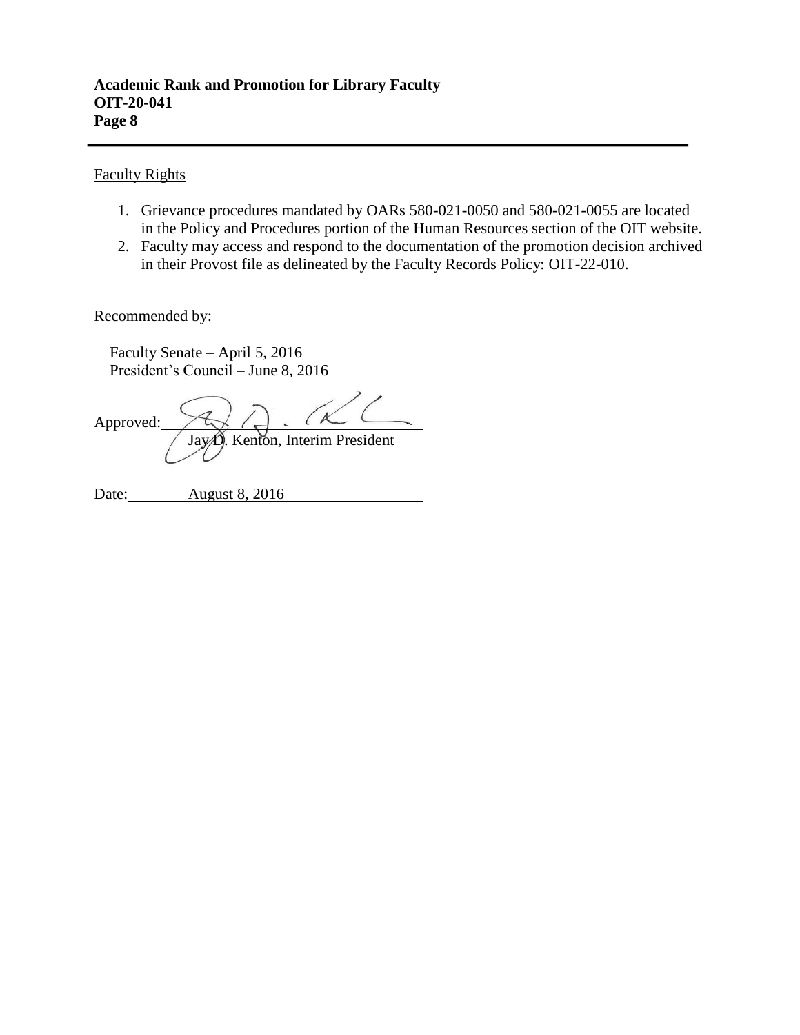Faculty Rights

1. Grievance procedures mandated by OARs 580-021-0050 and 580-021-0055 are located in the Policy and Procedures portion of the Human Resources section of the OIT website.
2. Faculty may access and respond to the documentation of the promotion decision archived in their Provost file as delineated by the Faculty Records Policy: OIT-22-010.

Recommended by:

Faculty Senate – April 5, 2016
President's Council – June 8, 2016

Approved: ______________________________
Jay D. Kenton, Interim President

Date: August 8, 2016